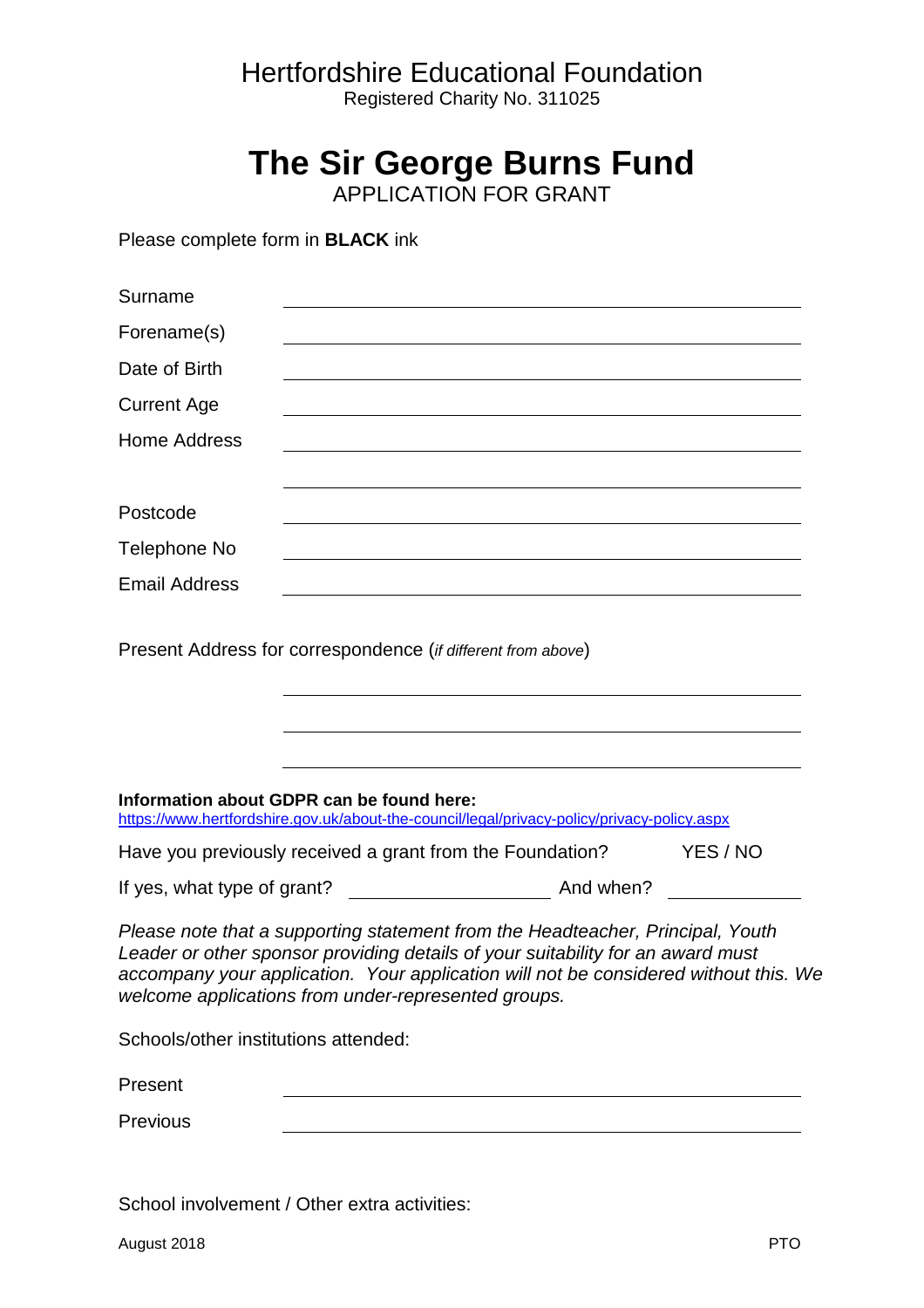Hertfordshire Educational Foundation
Registered Charity No. 311025

# The Sir George Burns Fund

APPLICATION FOR GRANT

Please complete form in **BLACK** ink

Surname ______________________________

Forename(s) ______________________________

Date of Birth ______________________________

Current Age ______________________________

Home Address ______________________________

______________________________

Postcode ______________________________

Telephone No ______________________________

Email Address ______________________________

Present Address for correspondence (*if different from above*)

______________________________

______________________________

______________________________

**Information about GDPR can be found here:**
https://www.hertfordshire.gov.uk/about-the-council/legal/privacy-policy/privacy-policy.aspx

Have you previously received a grant from the Foundation? YES / NO

If yes, what type of grant? ____________________ And when? ____________

*Please note that a supporting statement from the Headteacher, Principal, Youth Leader or other sponsor providing details of your suitability for an award must accompany your application. Your application will not be considered without this. We welcome applications from under-represented groups.*

Schools/other institutions attended:

Present ______________________________

Previous ______________________________

School involvement / Other extra activities:

August 2018 PTO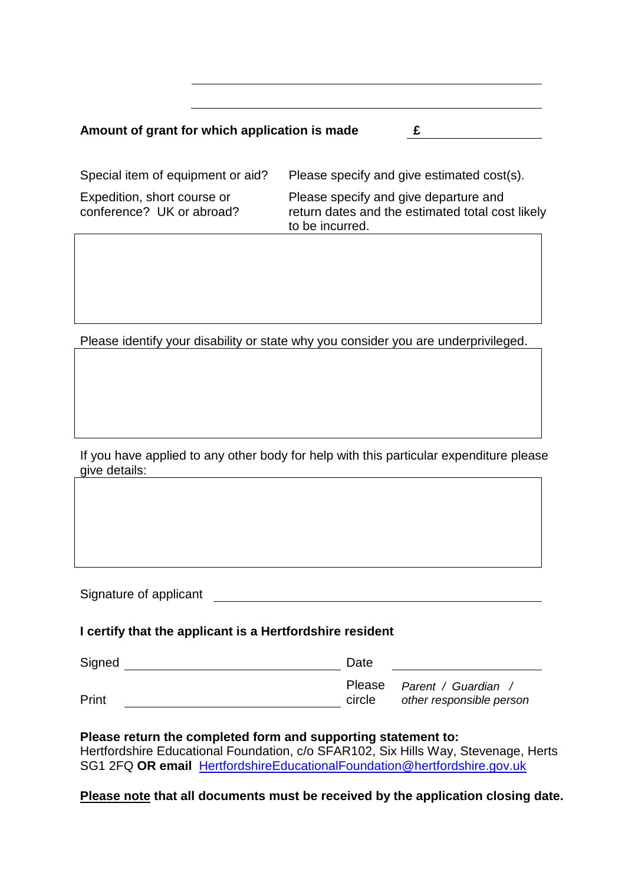**Amount of grant for which application is made** **£**

| | |
|---|---|
| Special item of equipment or aid? | Please specify and give estimated cost(s). |
| Expedition, short course or conference? UK or abroad? | Please specify and give departure and return dates and the estimated total cost likely to be incurred. |

Please identify your disability or state why you consider you are underprivileged.

If you have applied to any other body for help with this particular expenditure please give details:

Signature of applicant

**I certify that the applicant is a Hertfordshire resident**

Signed

Date

Print

Please circle *Parent / Guardian / other responsible person*

**Please return the completed form and supporting statement to:**
Hertfordshire Educational Foundation, c/o SFAR102, Six Hills Way, Stevenage, Herts SG1 2FQ **OR email** HertfordshireEducationalFoundation@hertfordshire.gov.uk

**Please note that all documents must be received by the application closing date.**